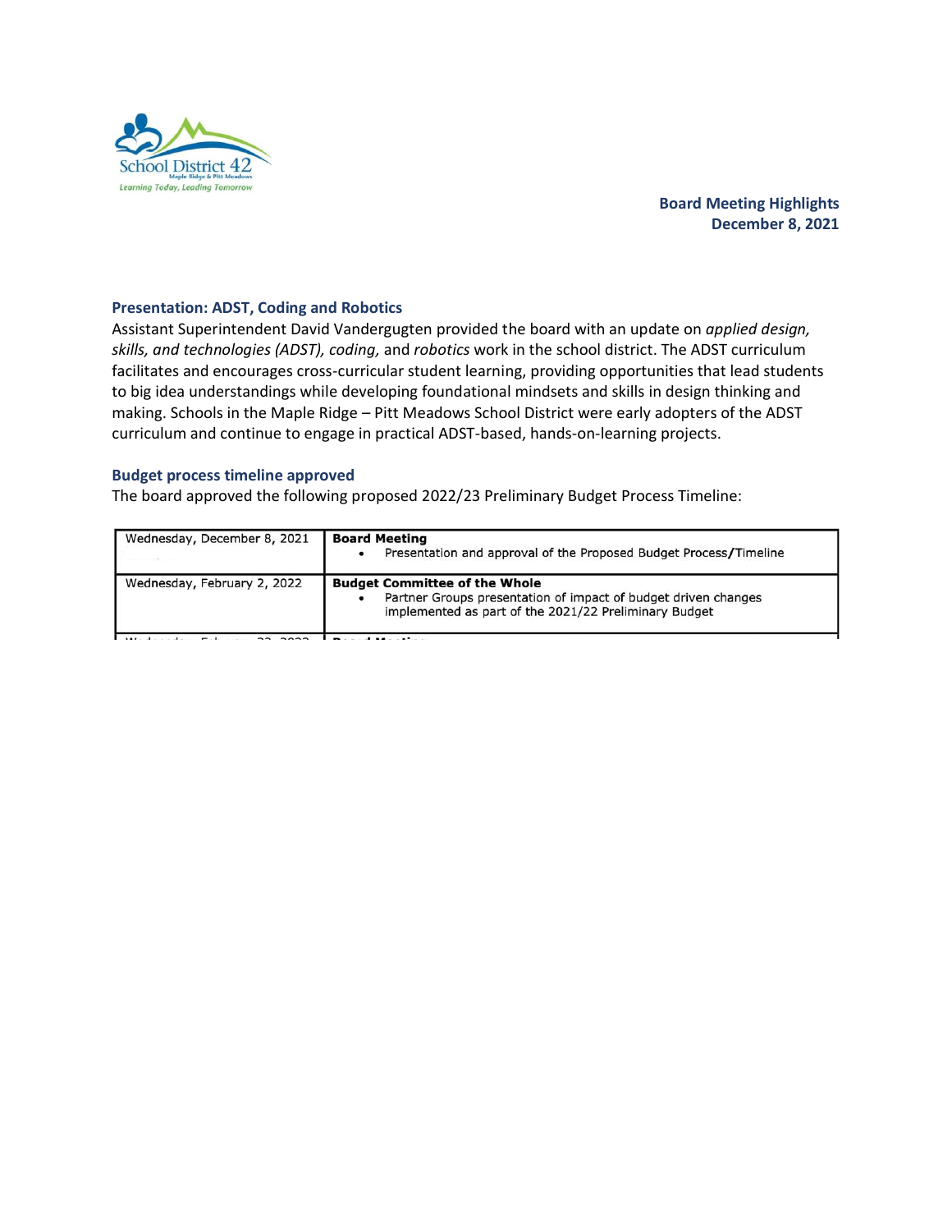Board Meeting Highlights
December 8, 2021

### Presentation: ADST, Coding and Robotics

Assistant Superintendent David Vandergugten provided the board with an update on *applied design, skills, and technologies (ADST), coding,* and *robotics* work in the school district. The ADST curriculum facilitates and encourages cross-curricular student learning, providing opportunities that lead students to big idea understandings while developing foundational mindsets and skills in design thinking and making. Schools in the Maple Ridge – Pitt Meadows School District were early adopters of the ADST curriculum and continue to engage in practical ADST-based, hands-on-learning projects.

### Budget process timeline approved

The board approved the following proposed 2022/23 Preliminary Budget Process Timeline:

| | |
|---|---|
| Wednesday, December 8, 2021 | **Board Meeting**<br>• Presentation and approval of the Proposed Budget Process/Timeline |
| Wednesday, February 2, 2022 | **Budget Committee of the Whole**<br>• Partner Groups presentation of impact of budget driven changes implemented as part of the 2021/22 Preliminary Budget |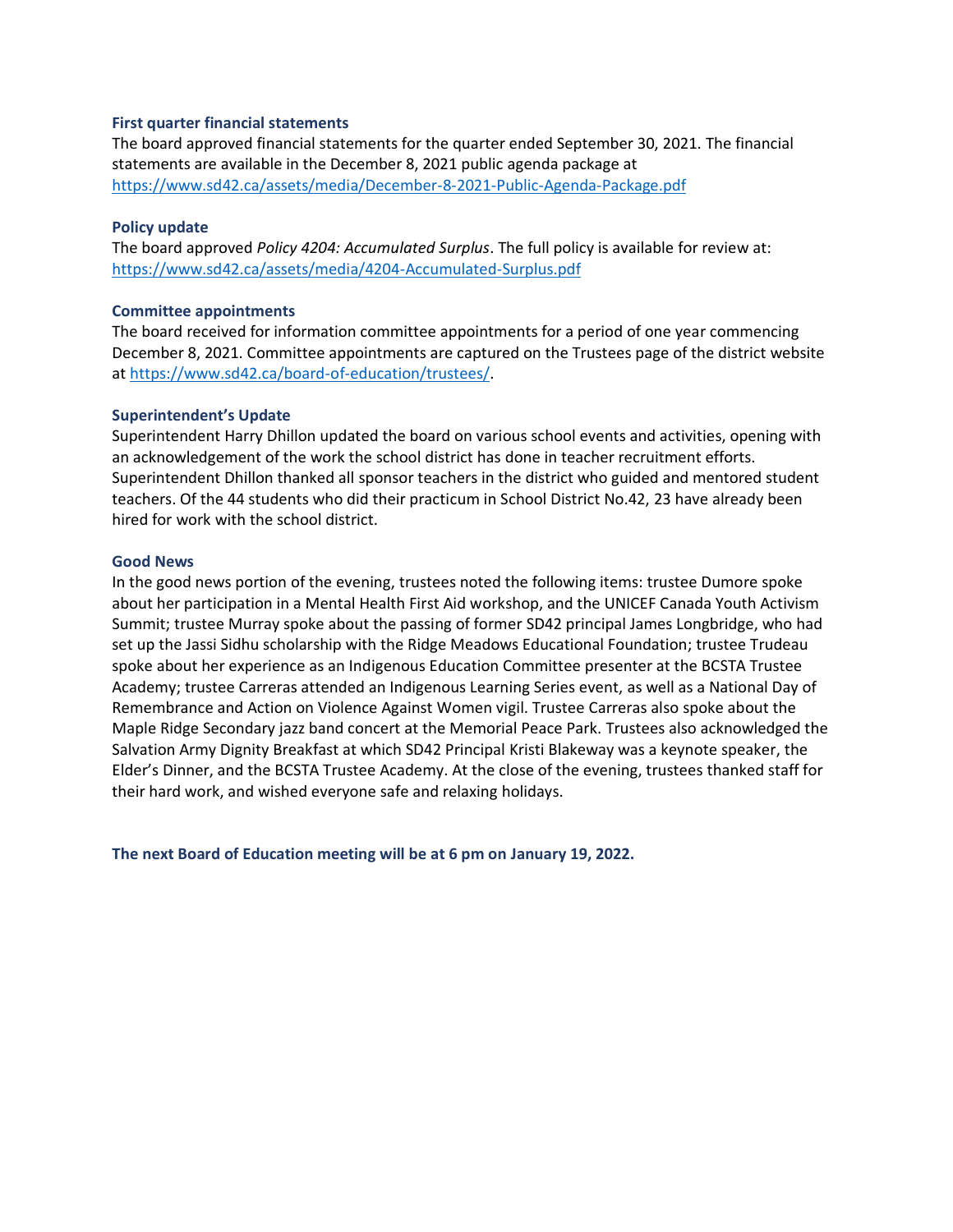### First quarter financial statements

The board approved financial statements for the quarter ended September 30, 2021. The financial statements are available in the December 8, 2021 public agenda package at https://www.sd42.ca/assets/media/December-8-2021-Public-Agenda-Package.pdf

### Policy update

The board approved *Policy 4204: Accumulated Surplus*. The full policy is available for review at: https://www.sd42.ca/assets/media/4204-Accumulated-Surplus.pdf

### Committee appointments

The board received for information committee appointments for a period of one year commencing December 8, 2021. Committee appointments are captured on the Trustees page of the district website at https://www.sd42.ca/board-of-education/trustees/.

### Superintendent's Update

Superintendent Harry Dhillon updated the board on various school events and activities, opening with an acknowledgement of the work the school district has done in teacher recruitment efforts. Superintendent Dhillon thanked all sponsor teachers in the district who guided and mentored student teachers. Of the 44 students who did their practicum in School District No.42, 23 have already been hired for work with the school district.

### Good News

In the good news portion of the evening, trustees noted the following items: trustee Dumore spoke about her participation in a Mental Health First Aid workshop, and the UNICEF Canada Youth Activism Summit; trustee Murray spoke about the passing of former SD42 principal James Longbridge, who had set up the Jassi Sidhu scholarship with the Ridge Meadows Educational Foundation; trustee Trudeau spoke about her experience as an Indigenous Education Committee presenter at the BCSTA Trustee Academy; trustee Carreras attended an Indigenous Learning Series event, as well as a National Day of Remembrance and Action on Violence Against Women vigil. Trustee Carreras also spoke about the Maple Ridge Secondary jazz band concert at the Memorial Peace Park. Trustees also acknowledged the Salvation Army Dignity Breakfast at which SD42 Principal Kristi Blakeway was a keynote speaker, the Elder's Dinner, and the BCSTA Trustee Academy. At the close of the evening, trustees thanked staff for their hard work, and wished everyone safe and relaxing holidays.

**The next Board of Education meeting will be at 6 pm on January 19, 2022.**